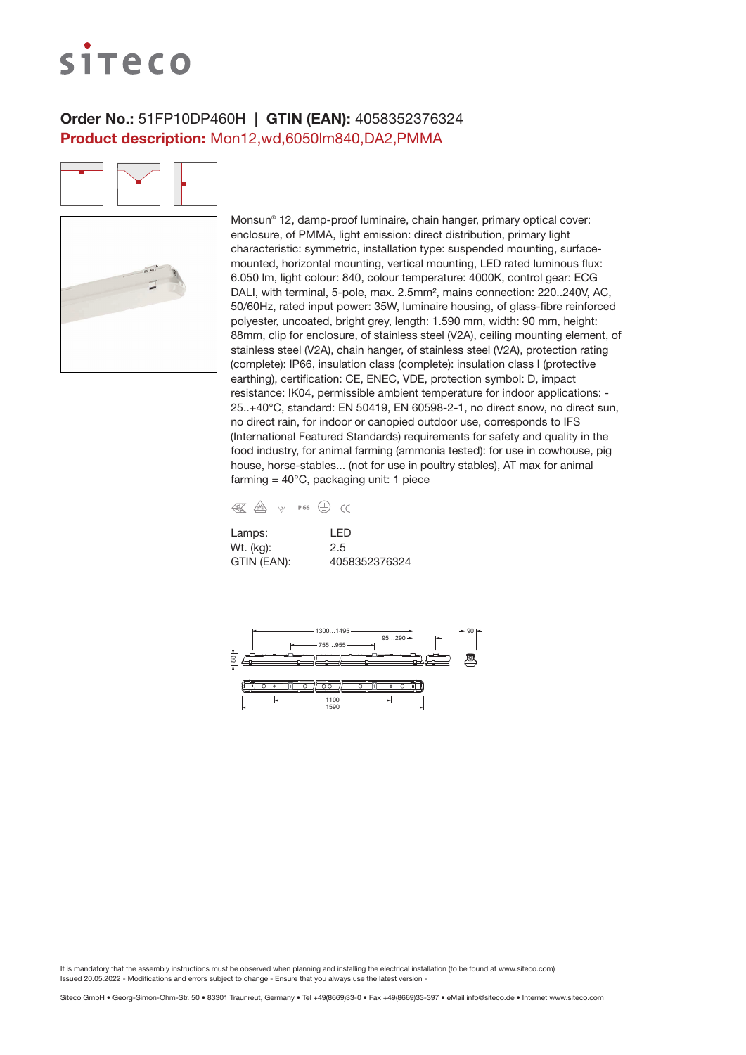# siteco

**Order No.:** 51FP10DP460H | **GTIN (EAN):** 4058352376324

**Product description:** Mon12,wd,6050lm840,DA2,PMMA

Monsun® 12, damp-proof luminaire, chain hanger, primary optical cover: enclosure, of PMMA, light emission: direct distribution, primary light characteristic: symmetric, installation type: suspended mounting, surface-mounted, horizontal mounting, vertical mounting, LED rated luminous flux: 6.050 lm, light colour: 840, colour temperature: 4000K, control gear: ECG DALI, with terminal, 5-pole, max. 2.5mm², mains connection: 220..240V, AC, 50/60Hz, rated input power: 35W, luminaire housing, of glass-fibre reinforced polyester, uncoated, bright grey, length: 1.590 mm, width: 90 mm, height: 88mm, clip for enclosure, of stainless steel (V2A), ceiling mounting element, of stainless steel (V2A), chain hanger, of stainless steel (V2A), protection rating (complete): IP66, insulation class (complete): insulation class I (protective earthing), certification: CE, ENEC, VDE, protection symbol: D, impact resistance: IK04, permissible ambient temperature for indoor applications: -25..+40°C, standard: EN 50419, EN 60598-2-1, no direct snow, no direct sun, no direct rain, for indoor or canopied outdoor use, corresponds to IFS (International Featured Standards) requirements for safety and quality in the food industry, for animal farming (ammonia tested): for use in cowhouse, pig house, horse-stables... (not for use in poultry stables), AT max for animal farming = 40°C, packaging unit: 1 piece

IP 66 CE

| | |
|---|---|
| Lamps: | LED |
| Wt. (kg): | 2.5 |
| GTIN (EAN): | 4058352376324 |

It is mandatory that the assembly instructions must be observed when planning and installing the electrical installation (to be found at www.siteco.com)
Issued 20.05.2022 - Modifications and errors subject to change - Ensure that you always use the latest version -

Siteco GmbH • Georg-Simon-Ohm-Str. 50 • 83301 Traunreut, Germany • Tel +49(8669)33-0 • Fax +49(8669)33-397 • eMail info@siteco.de • Internet www.siteco.com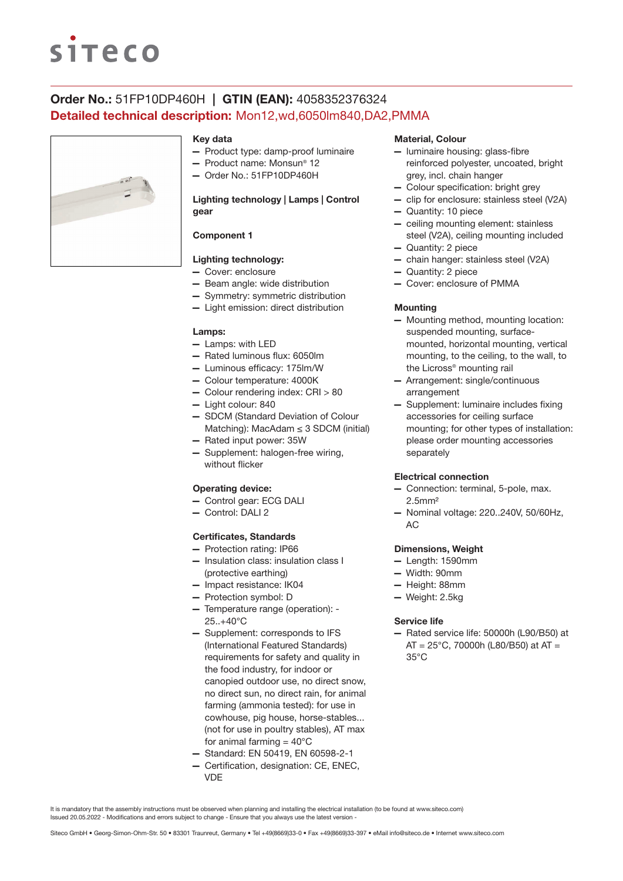**Order No.:** 51FP10DP460H | **GTIN (EAN):** 4058352376324

**Detailed technical description:** Mon12,wd,6050lm840,DA2,PMMA

### Key data

- Product type: damp-proof luminaire
- Product name: Monsun® 12
- Order No.: 51FP10DP460H

### Lighting technology | Lamps | Control gear

### Component 1

### Lighting technology:

- Cover: enclosure
- Beam angle: wide distribution
- Symmetry: symmetric distribution
- Light emission: direct distribution

### Lamps:

- Lamps: with LED
- Rated luminous flux: 6050lm
- Luminous efficacy: 175lm/W
- Colour temperature: 4000K
- Colour rendering index: CRI > 80
- Light colour: 840
- SDCM (Standard Deviation of Colour Matching): MacAdam ≤ 3 SDCM (initial)
- Rated input power: 35W
- Supplement: halogen-free wiring, without flicker

### Operating device:

- Control gear: ECG DALI
- Control: DALI 2

### Certificates, Standards

- Protection rating: IP66
- Insulation class: insulation class I (protective earthing)
- Impact resistance: IK04
- Protection symbol: D
- Temperature range (operation): -25..+40°C
- Supplement: corresponds to IFS (International Featured Standards) requirements for safety and quality in the food industry, for indoor or canopied outdoor use, no direct snow, no direct rain, no direct sun, no direct rain, for animal farming (ammonia tested): for use in cowhouse, pig house, horse-stables... (not for use in poultry stables), AT max for animal farming = 40°C
- Standard: EN 50419, EN 60598-2-1
- Certification, designation: CE, ENEC, VDE

### Material, Colour

- luminaire housing: glass-fibre reinforced polyester, uncoated, bright grey, incl. chain hanger
- Colour specification: bright grey
- clip for enclosure: stainless steel (V2A)
- Quantity: 10 piece
- ceiling mounting element: stainless steel (V2A), ceiling mounting included
- Quantity: 2 piece
- chain hanger: stainless steel (V2A)
- Quantity: 2 piece
- Cover: enclosure of PMMA

### Mounting

- Mounting method, mounting location: suspended mounting, surface-mounted, horizontal mounting, vertical mounting, to the ceiling, to the wall, to the Licross® mounting rail
- Arrangement: single/continuous arrangement
- Supplement: luminaire includes fixing accessories for ceiling surface mounting; for other types of installation: please order mounting accessories separately

### Electrical connection

- Connection: terminal, 5-pole, max. 2.5mm²
- Nominal voltage: 220..240V, 50/60Hz, AC

### Dimensions, Weight

- Length: 1590mm
- Width: 90mm
- Height: 88mm
- Weight: 2.5kg

### Service life

- Rated service life: 50000h (L90/B50) at AT = 25°C, 70000h (L80/B50) at AT = 35°C

It is mandatory that the assembly instructions must be observed when planning and installing the electrical installation (to be found at www.siteco.com)
Issued 20.05.2022 - Modifications and errors subject to change - Ensure that you always use the latest version -

Siteco GmbH • Georg-Simon-Ohm-Str. 50 • 83301 Traunreut, Germany • Tel +49(8669)33-0 • Fax +49(8669)33-397 • eMail info@siteco.de • Internet www.siteco.com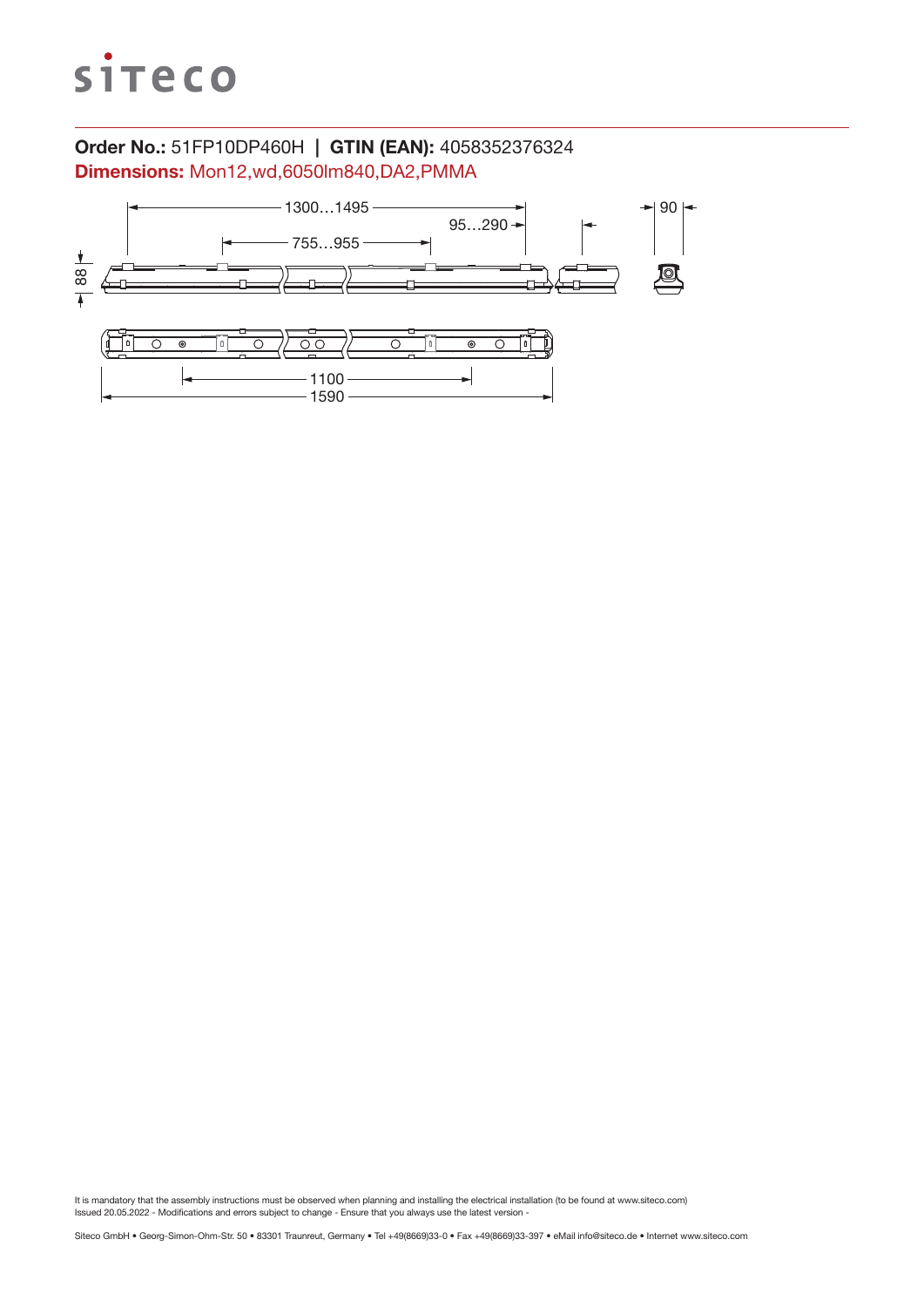**Order No.:** 51FP10DP460H | **GTIN (EAN):** 4058352376324

**Dimensions:** Mon12,wd,6050lm840,DA2,PMMA

1300…1495

95…290

755…955

90

88

1100

1590

It is mandatory that the assembly instructions must be observed when planning and installing the electrical installation (to be found at www.siteco.com)
Issued 20.05.2022 - Modifications and errors subject to change - Ensure that you always use the latest version -

Siteco GmbH • Georg-Simon-Ohm-Str. 50 • 83301 Traunreut, Germany • Tel +49(8669)33-0 • Fax +49(8669)33-397 • eMail info@siteco.de • Internet www.siteco.com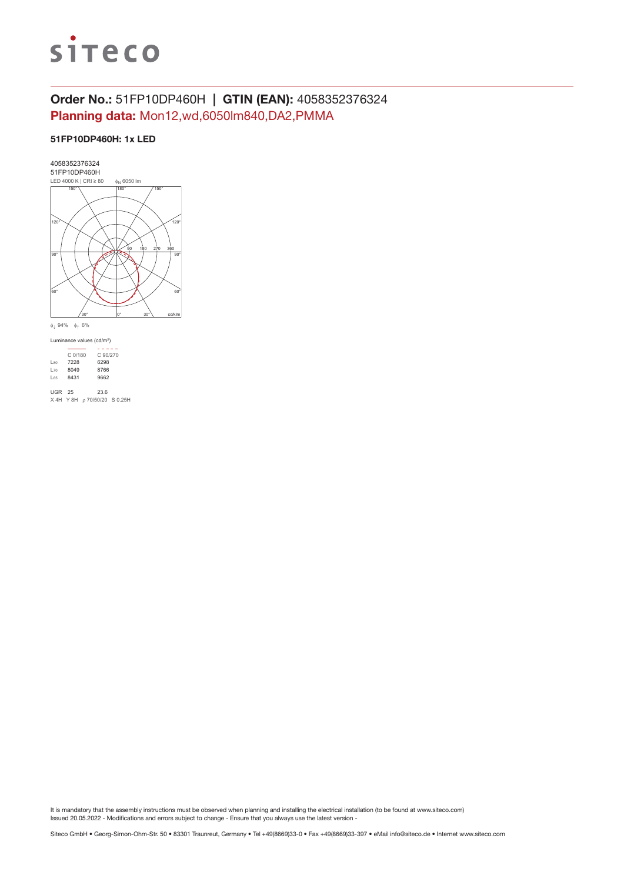**Order No.:** 51FP10DP460H | **GTIN (EAN):** 4058352376324

**Planning data:** Mon12,wd,6050lm840,DA2,PMMA

### 51FP10DP460H: 1x LED

4058352376324
51FP10DP460H
LED 4000 K | CRI ≥ 80 $\phi_N$ 6050 lm

150° 180° 150°
120° 120°
90 180 270 360
90° 90°
60° 60°
30° 0° 30° cd/klm

$\phi_\downarrow$ 94% $\phi_\uparrow$ 6%

Luminance values (cd/m²)

| | C 0/180 | C 90/270 |
|---|---|---|
| $L_{80}$ | 7228 | 6298 |
| $L_{70}$ | 8049 | 8766 |
| $L_{65}$ | 8431 | 9662 |
| | | |
| UGR | 25 | 23.6 |

X 4H Y 8H ρ 70/50/20 S 0.25H

It is mandatory that the assembly instructions must be observed when planning and installing the electrical installation (to be found at www.siteco.com)
Issued 20.05.2022 - Modifications and errors subject to change - Ensure that you always use the latest version -

Siteco GmbH • Georg-Simon-Ohm-Str. 50 • 83301 Traunreut, Germany • Tel +49(8669)33-0 • Fax +49(8669)33-397 • eMail info@siteco.de • Internet www.siteco.com